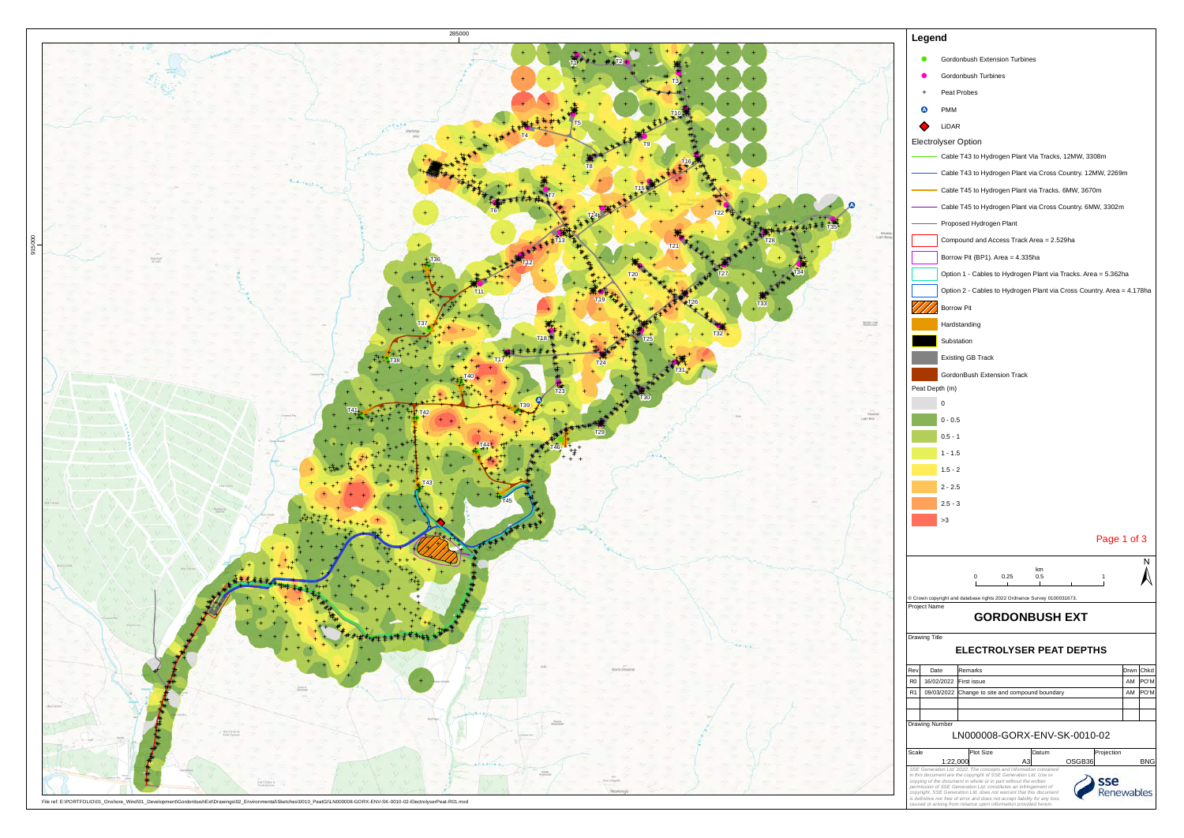## Legend

- Gordonbush Extension Turbines
- Gordonbush Turbines
- + Peat Probes
- PMM
- LiDAR

**Electrolyser Option**

- Cable T43 to Hydrogen Plant Via Tracks, 12MW, 3308m
- Cable T43 to Hydrogen Plant via Cross Country. 12MW, 2269m
- Cable T45 to Hydrogen Plant via Tracks. 6MW, 3670m
- Cable T45 to Hydrogen Plant via Cross Country. 6MW, 3302m
- Proposed Hydrogen Plant
- Compound and Access Track Area = 2.529ha
- Borrow Pit (BP1). Area = 4.335ha
- Option 1 - Cables to Hydrogen Plant via Tracks. Area = 5.362ha
- Option 2 - Cables to Hydrogen Plant via Cross Country. Area = 4.178ha
- Borrow Pit
- Hardstanding
- Substation
- Existing GB Track
- GordonBush Extension Track

**Peat Depth (m)**

- 0
- 0 - 0.5
- 0.5 - 1
- 1 - 1.5
- 1.5 - 2
- 2 - 2.5
- 2.5 - 3
- >3

km: 0, 0.25, 0.5, 1

© Crown copyright and database rights 2022 Ordnance Survey 0100031673.

Project Name

# GORDONBUSH EXT

Drawing Title

## ELECTROLYSER PEAT DEPTHS

| Rev | Date | Remarks | Drwn | Chkd |
|---|---|---|---|---|
| R0 | 16/02/2022 | First issue | AM | PO'M |
| R1 | 09/03/2022 | Change to site and compound boundary | AM | PO'M |

Drawing Number

LN000008-GORX-ENV-SK-0010-02

| Scale | Plot Size | Datum | Projection |
|---|---|---|---|
| 1:22,000 | A3 | OSGB36 | BNG |

SSE Generation Ltd. 2022. The concepts and information contained in this document are the copyright of SSE Generation Ltd. Use or copying of the document in whole or in part without the written permission of SSE Generation Ltd. constitutes an infringement of copyright. SSE Generation Ltd. does not warrant that this document is definitive nor free of error and does not accept liability for any loss caused or arising from reliance upon information provided herein.

sse Renewables

File ref: E:\PORTFOLIO\01_Onshore_Wind\01_Development\GordonbushExt\Drawings\02_Environmental\Sketches\0010_PeatGI\LN000008-GORX-ENV-SK-0010-02-ElectrolyserPeat-R01.mxd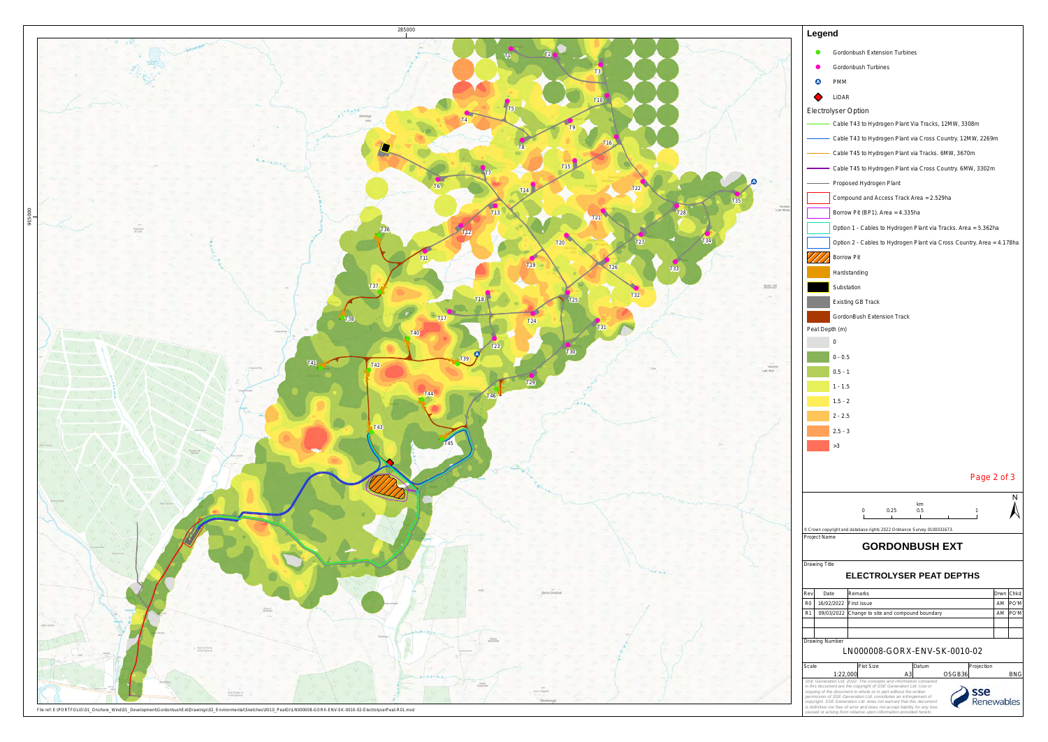## Legend

- Gordonbush Extension Turbines
- Gordonbush Turbines
- PMM
- LiDAR

### Electrolyser Option

- Cable T43 to Hydrogen Plant Via Tracks, 12MW, 3308m
- Cable T43 to Hydrogen Plant via Cross Country. 12MW, 2269m
- Cable T45 to Hydrogen Plant via Tracks. 6MW, 3670m
- Cable T45 to Hydrogen Plant via Cross Country. 6MW, 3302m
- Proposed Hydrogen Plant
- Compound and Access Track Area = 2.529ha
- Borrow Pit (BP1). Area = 4.335ha
- Option 1 - Cables to Hydrogen Plant via Tracks. Area = 5.362ha
- Option 2 - Cables to Hydrogen Plant via Cross Country. Area = 4.178ha
- Borrow Pit
- Hardstanding
- Substation
- Existing GB Track
- GordonBush Extension Track

### Peat Depth (m)

- 0
- 0 - 0.5
- 0.5 - 1
- 1 - 1.5
- 1.5 - 2
- 2 - 2.5
- 2.5 - 3
- >3

km: 0, 0.25, 0.5, 1

© Crown copyright and database rights 2022 Ordnance Survey 0100031673.

Project Name

# GORDONBUSH EXT

Drawing Title

## ELECTROLYSER PEAT DEPTHS

| Rev | Date | Remarks | Drwn | Chkd |
|---|---|---|---|---|
| R0 | 16/02/2022 | First issue | AM | PO'M |
| R1 | 09/03/2022 | Change to site and compound boundary | AM | PO'M |

Drawing Number

LN000008-GORX-ENV-SK-0010-02

| Scale | Plot Size | Datum | Projection |
|---|---|---|---|
| 1:22,000 | A3 | OSGB36 | BNG |

*SSE Generation Ltd. 2022. The concepts and information contained in this document are the copyright of SSE Generation Ltd. Use or copying of the document in whole or in part without the written permission of SSE Generation Ltd. constitutes an infringement of copyright. SSE Generation Ltd. does not warrant that this document is definitive nor free of error and does not accept liability for any loss caused or arising from reliance upon information provided herein.*

sse Renewables

File ref: E:\PORTFOLIO\01_Onshore_Wind\01_Development\GordonbushExt\Drawings\02_Environmental\Sketches\0010_PeatGI\LN000008-GORX-ENV-SK-0010-02-ElectrolyserPeat-R01.mxd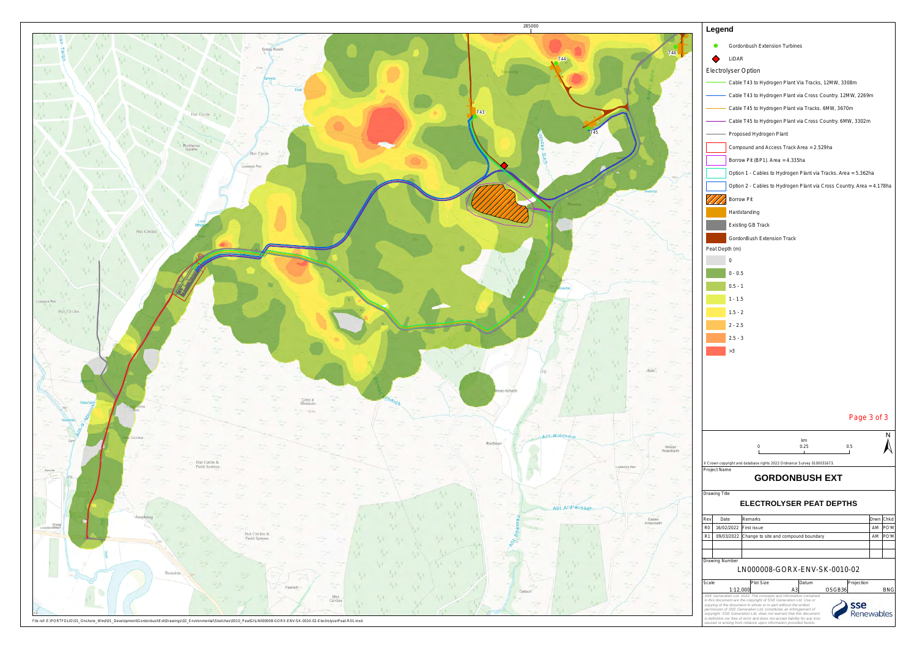# Legend

- Gordonbush Extension Turbines
- LiDAR

Electrolyser Option

- Cable T43 to Hydrogen Plant Via Tracks, 12MW, 3308m
- Cable T43 to Hydrogen Plant via Cross Country. 12MW, 2269m
- Cable T45 to Hydrogen Plant via Tracks. 6MW, 3670m
- Cable T45 to Hydrogen Plant via Cross Country. 6MW, 3302m
- Proposed Hydrogen Plant
- Compound and Access Track Area = 2.529ha
- Borrow Pit (BP1). Area = 4.335ha
- Option 1 - Cables to Hydrogen Plant via Tracks. Area = 5.362ha
- Option 2 - Cables to Hydrogen Plant via Cross Country. Area = 4.178ha
- Borrow Pit
- Hardstanding
- Existing GB Track
- GordonBush Extension Track

Peat Depth (m)

- 0
- 0 - 0.5
- 0.5 - 1
- 1 - 1.5
- 1.5 - 2
- 2 - 2.5
- 2.5 - 3
- >3

km
0 0.25 0.5

N

© Crown copyright and database rights 2022 Ordnance Survey 0100031673.

Project Name

## GORDONBUSH EXT

Drawing Title

## ELECTROLYSER PEAT DEPTHS

| Rev | Date | Remarks | Drwn | Chkd |
|---|---|---|---|---|
| R0 | 16/02/2022 | First issue | AM | PO'M |
| R1 | 09/03/2022 | Change to site and compound boundary | AM | PO'M |

Drawing Number

LN000008-GORX-ENV-SK-0010-02

| Scale | Plot Size | Datum | Projection |
|---|---|---|---|
| 1:12,000 | A3 | OSGB36 | BNG |

*SSE Generation Ltd. 2022. The concepts and information contained in this document are the copyright of SSE Generation Ltd. Use or copying of the document in whole or in part without the written permission of SSE Generation Ltd. constitutes an infringement of copyright. SSE Generation Ltd. does not warrant that this document is definitive nor free of error and does not accept liability for any loss caused or arising from reliance upon information provided herein.*

sse Renewables

285000

T43
T44
T45
T46

Creag Ruadh
Hut Circle
Ruidh'ar na Gaoithe
Hut Circle
Livestock Pen
Loch Mhuilinn
Hut Circles
Livestock Pen
Hut Circles
Hut Circles
Hut Circle & Field System
Aisadale
Sheep Livestock Pen
Aisgabeg
Hut Circles & Field System
Tumulus
Fearach
Hut Circles
Dalluch
Cnoc a' Gheanain
Breac-Achadh
Ruichean
Allt Ruidhean
Allt Ardachadh
Allt Sheòrail
Wester Ardachadh
Easter Ardachadh
Livestock Pen
Waterfall
Waterfalls
Dam
Blackie Burn
Allt a' Mhuilinn
Allt Sheòrail
Spreads
Ford
Waterfall
FB

File ref: E:\PORTFOLIO\01_Onshore_Wind\01_Development\GordonbushExt\Drawings\02_Environmental\Sketches\0010_PeatGI\LN000008-GORX-ENV-SK-0010-02-ElectrolyserPeat-R01.mxd